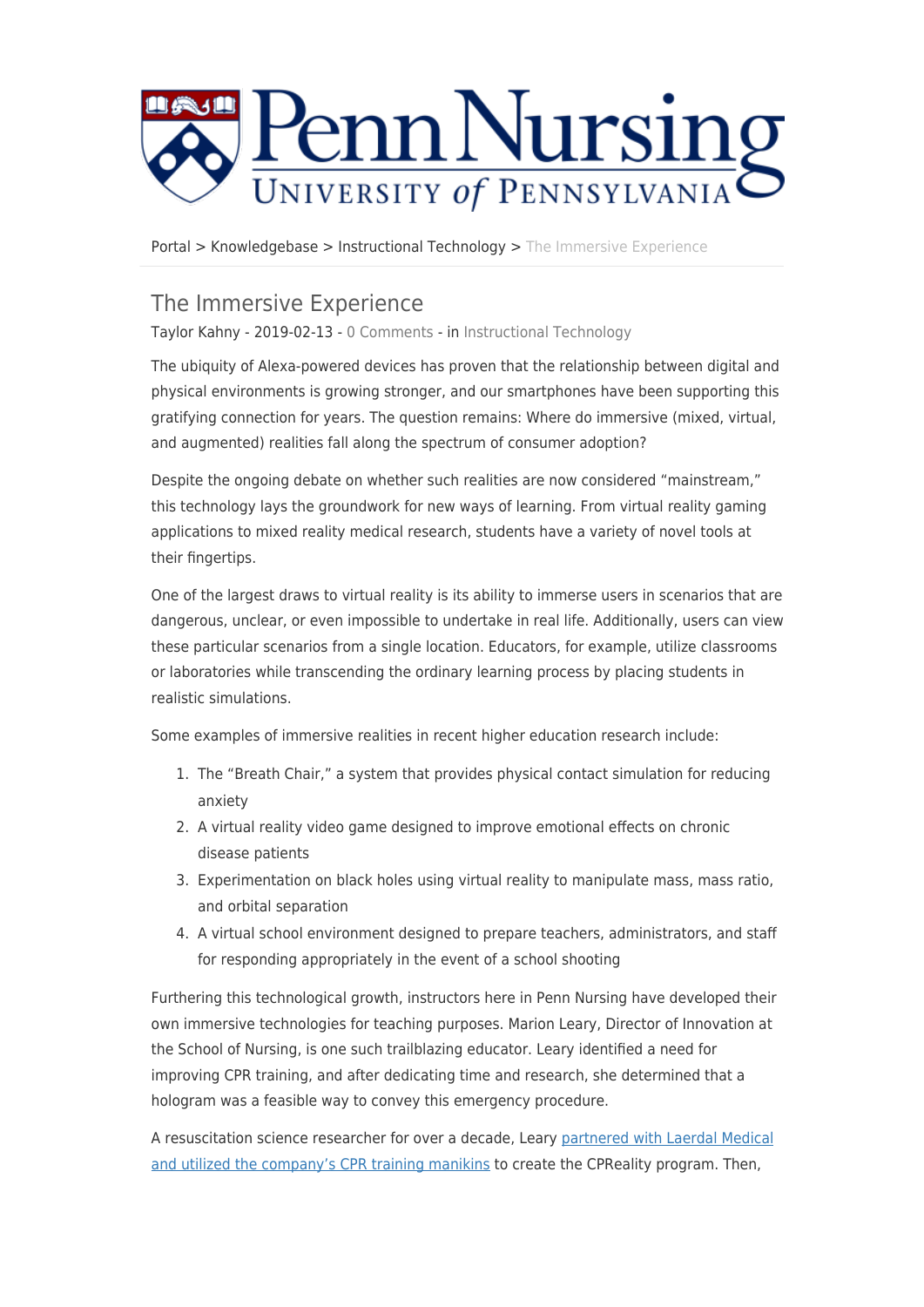Portal > Knowledgebase > Instructional Technology > The Immersive Experience

# The Immersive Experience

Taylor Kahny - 2019-02-13 - 0 Comments - in Instructional Technology

The ubiquity of Alexa-powered devices has proven that the relationship between digital and physical environments is growing stronger, and our smartphones have been supporting this gratifying connection for years. The question remains: Where do immersive (mixed, virtual, and augmented) realities fall along the spectrum of consumer adoption?

Despite the ongoing debate on whether such realities are now considered "mainstream," this technology lays the groundwork for new ways of learning. From virtual reality gaming applications to mixed reality medical research, students have a variety of novel tools at their fingertips.

One of the largest draws to virtual reality is its ability to immerse users in scenarios that are dangerous, unclear, or even impossible to undertake in real life. Additionally, users can view these particular scenarios from a single location. Educators, for example, utilize classrooms or laboratories while transcending the ordinary learning process by placing students in realistic simulations.

Some examples of immersive realities in recent higher education research include:

1. The "Breath Chair," a system that provides physical contact simulation for reducing anxiety
2. A virtual reality video game designed to improve emotional effects on chronic disease patients
3. Experimentation on black holes using virtual reality to manipulate mass, mass ratio, and orbital separation
4. A virtual school environment designed to prepare teachers, administrators, and staff for responding appropriately in the event of a school shooting

Furthering this technological growth, instructors here in Penn Nursing have developed their own immersive technologies for teaching purposes. Marion Leary, Director of Innovation at the School of Nursing, is one such trailblazing educator. Leary identified a need for improving CPR training, and after dedicating time and research, she determined that a hologram was a feasible way to convey this emergency procedure.

A resuscitation science researcher for over a decade, Leary partnered with Laerdal Medical and utilized the company's CPR training manikins to create the CPReality program. Then,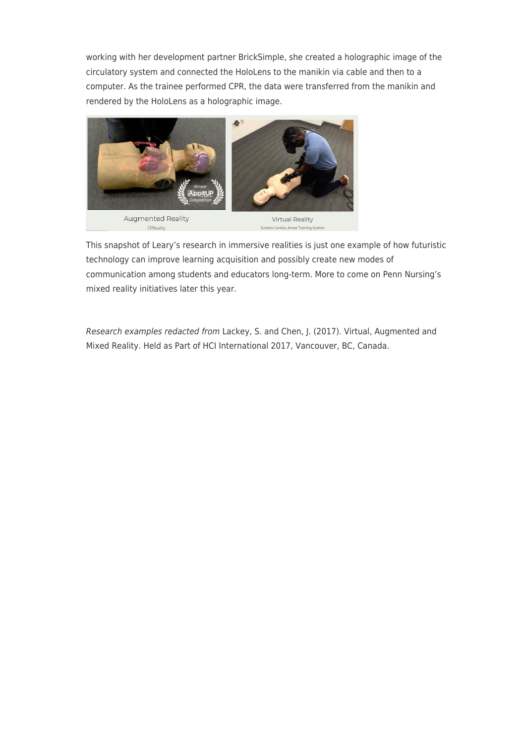working with her development partner BrickSimple, she created a holographic image of the circulatory system and connected the HoloLens to the manikin via cable and then to a computer. As the trainee performed CPR, the data were transferred from the manikin and rendered by the HoloLens as a holographic image.

Augmented Reality
CPReality

Virtual Reality
Sudden Cardiac Arrest Training System

This snapshot of Leary's research in immersive realities is just one example of how futuristic technology can improve learning acquisition and possibly create new modes of communication among students and educators long-term. More to come on Penn Nursing's mixed reality initiatives later this year.

*Research examples redacted from* Lackey, S. and Chen, J. (2017). Virtual, Augmented and Mixed Reality. Held as Part of HCI International 2017, Vancouver, BC, Canada.